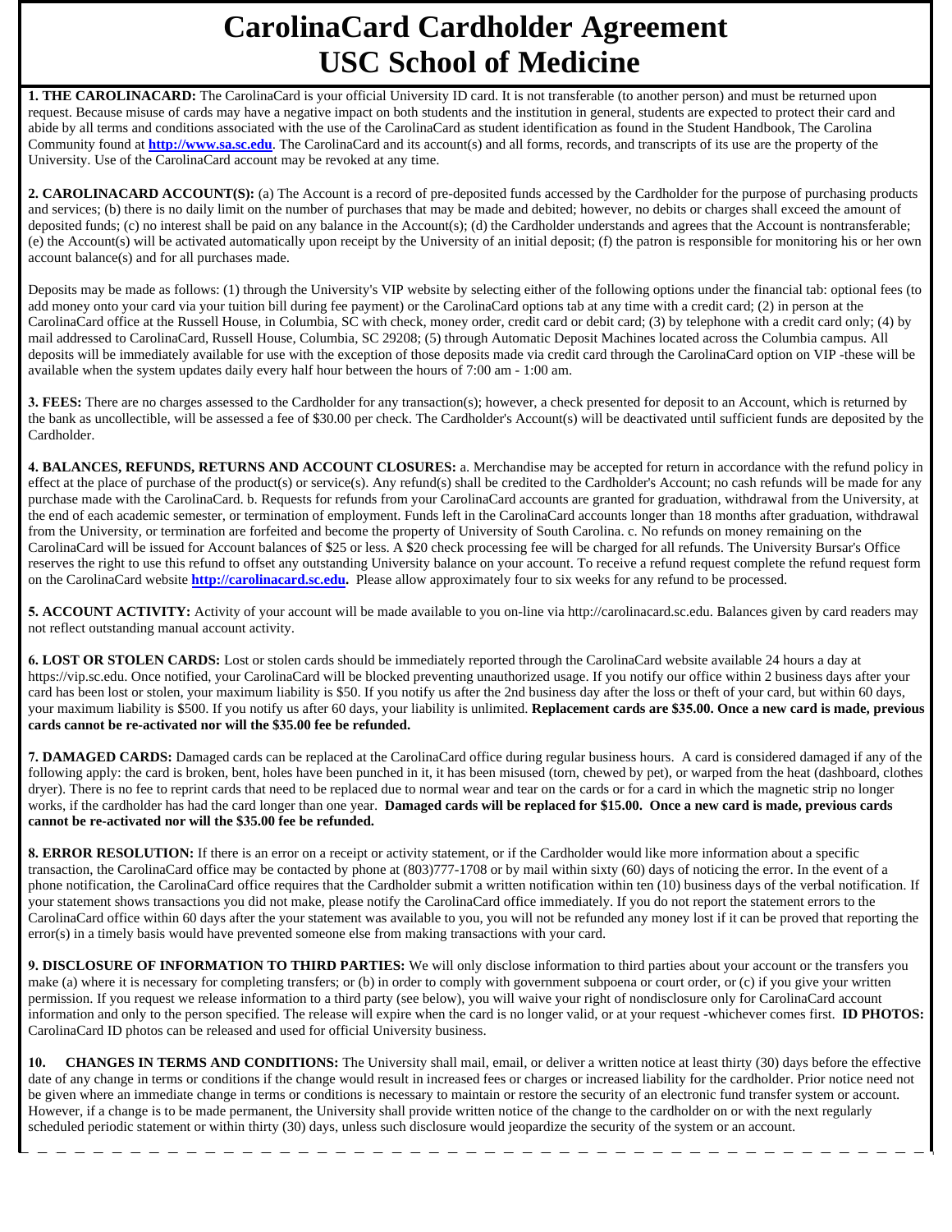# CarolinaCard Cardholder Agreement
# USC School of Medicine

**1. THE CAROLINACARD:** The CarolinaCard is your official University ID card. It is not transferable (to another person) and must be returned upon request. Because misuse of cards may have a negative impact on both students and the institution in general, students are expected to protect their card and abide by all terms and conditions associated with the use of the CarolinaCard as student identification as found in the Student Handbook, The Carolina Community found at **http://www.sa.sc.edu**. The CarolinaCard and its account(s) and all forms, records, and transcripts of its use are the property of the University. Use of the CarolinaCard account may be revoked at any time.

**2. CAROLINACARD ACCOUNT(S):** (a) The Account is a record of pre-deposited funds accessed by the Cardholder for the purpose of purchasing products and services; (b) there is no daily limit on the number of purchases that may be made and debited; however, no debits or charges shall exceed the amount of deposited funds; (c) no interest shall be paid on any balance in the Account(s); (d) the Cardholder understands and agrees that the Account is nontransferable; (e) the Account(s) will be activated automatically upon receipt by the University of an initial deposit; (f) the patron is responsible for monitoring his or her own account balance(s) and for all purchases made.

Deposits may be made as follows: (1) through the University's VIP website by selecting either of the following options under the financial tab: optional fees (to add money onto your card via your tuition bill during fee payment) or the CarolinaCard options tab at any time with a credit card; (2) in person at the CarolinaCard office at the Russell House, in Columbia, SC with check, money order, credit card or debit card; (3) by telephone with a credit card only; (4) by mail addressed to CarolinaCard, Russell House, Columbia, SC 29208; (5) through Automatic Deposit Machines located across the Columbia campus. All deposits will be immediately available for use with the exception of those deposits made via credit card through the CarolinaCard option on VIP -these will be available when the system updates daily every half hour between the hours of 7:00 am - 1:00 am.

**3. FEES:** There are no charges assessed to the Cardholder for any transaction(s); however, a check presented for deposit to an Account, which is returned by the bank as uncollectible, will be assessed a fee of $30.00 per check. The Cardholder's Account(s) will be deactivated until sufficient funds are deposited by the Cardholder.

**4. BALANCES, REFUNDS, RETURNS AND ACCOUNT CLOSURES:** a. Merchandise may be accepted for return in accordance with the refund policy in effect at the place of purchase of the product(s) or service(s). Any refund(s) shall be credited to the Cardholder's Account; no cash refunds will be made for any purchase made with the CarolinaCard. b. Requests for refunds from your CarolinaCard accounts are granted for graduation, withdrawal from the University, at the end of each academic semester, or termination of employment. Funds left in the CarolinaCard accounts longer than 18 months after graduation, withdrawal from the University, or termination are forfeited and become the property of University of South Carolina. c. No refunds on money remaining on the CarolinaCard will be issued for Account balances of $25 or less. A $20 check processing fee will be charged for all refunds. The University Bursar's Office reserves the right to use this refund to offset any outstanding University balance on your account. To receive a refund request complete the refund request form on the CarolinaCard website **http://carolinacard.sc.edu.** Please allow approximately four to six weeks for any refund to be processed.

**5. ACCOUNT ACTIVITY:** Activity of your account will be made available to you on-line via http://carolinacard.sc.edu. Balances given by card readers may not reflect outstanding manual account activity.

**6. LOST OR STOLEN CARDS:** Lost or stolen cards should be immediately reported through the CarolinaCard website available 24 hours a day at https://vip.sc.edu. Once notified, your CarolinaCard will be blocked preventing unauthorized usage. If you notify our office within 2 business days after your card has been lost or stolen, your maximum liability is $50. If you notify us after the 2nd business day after the loss or theft of your card, but within 60 days, your maximum liability is $500. If you notify us after 60 days, your liability is unlimited. **Replacement cards are $35.00. Once a new card is made, previous cards cannot be re-activated nor will the $35.00 fee be refunded.**

**7. DAMAGED CARDS:** Damaged cards can be replaced at the CarolinaCard office during regular business hours. A card is considered damaged if any of the following apply: the card is broken, bent, holes have been punched in it, it has been misused (torn, chewed by pet), or warped from the heat (dashboard, clothes dryer). There is no fee to reprint cards that need to be replaced due to normal wear and tear on the cards or for a card in which the magnetic strip no longer works, if the cardholder has had the card longer than one year. **Damaged cards will be replaced for $15.00. Once a new card is made, previous cards cannot be re-activated nor will the $35.00 fee be refunded.**

**8. ERROR RESOLUTION:** If there is an error on a receipt or activity statement, or if the Cardholder would like more information about a specific transaction, the CarolinaCard office may be contacted by phone at (803)777-1708 or by mail within sixty (60) days of noticing the error. In the event of a phone notification, the CarolinaCard office requires that the Cardholder submit a written notification within ten (10) business days of the verbal notification. If your statement shows transactions you did not make, please notify the CarolinaCard office immediately. If you do not report the statement errors to the CarolinaCard office within 60 days after the your statement was available to you, you will not be refunded any money lost if it can be proved that reporting the error(s) in a timely basis would have prevented someone else from making transactions with your card.

**9. DISCLOSURE OF INFORMATION TO THIRD PARTIES:** We will only disclose information to third parties about your account or the transfers you make (a) where it is necessary for completing transfers; or (b) in order to comply with government subpoena or court order, or (c) if you give your written permission. If you request we release information to a third party (see below), you will waive your right of nondisclosure only for CarolinaCard account information and only to the person specified. The release will expire when the card is no longer valid, or at your request -whichever comes first. **ID PHOTOS:** CarolinaCard ID photos can be released and used for official University business.

**10. CHANGES IN TERMS AND CONDITIONS:** The University shall mail, email, or deliver a written notice at least thirty (30) days before the effective date of any change in terms or conditions if the change would result in increased fees or charges or increased liability for the cardholder. Prior notice need not be given where an immediate change in terms or conditions is necessary to maintain or restore the security of an electronic fund transfer system or account. However, if a change is to be made permanent, the University shall provide written notice of the change to the cardholder on or with the next regularly scheduled periodic statement or within thirty (30) days, unless such disclosure would jeopardize the security of the system or an account.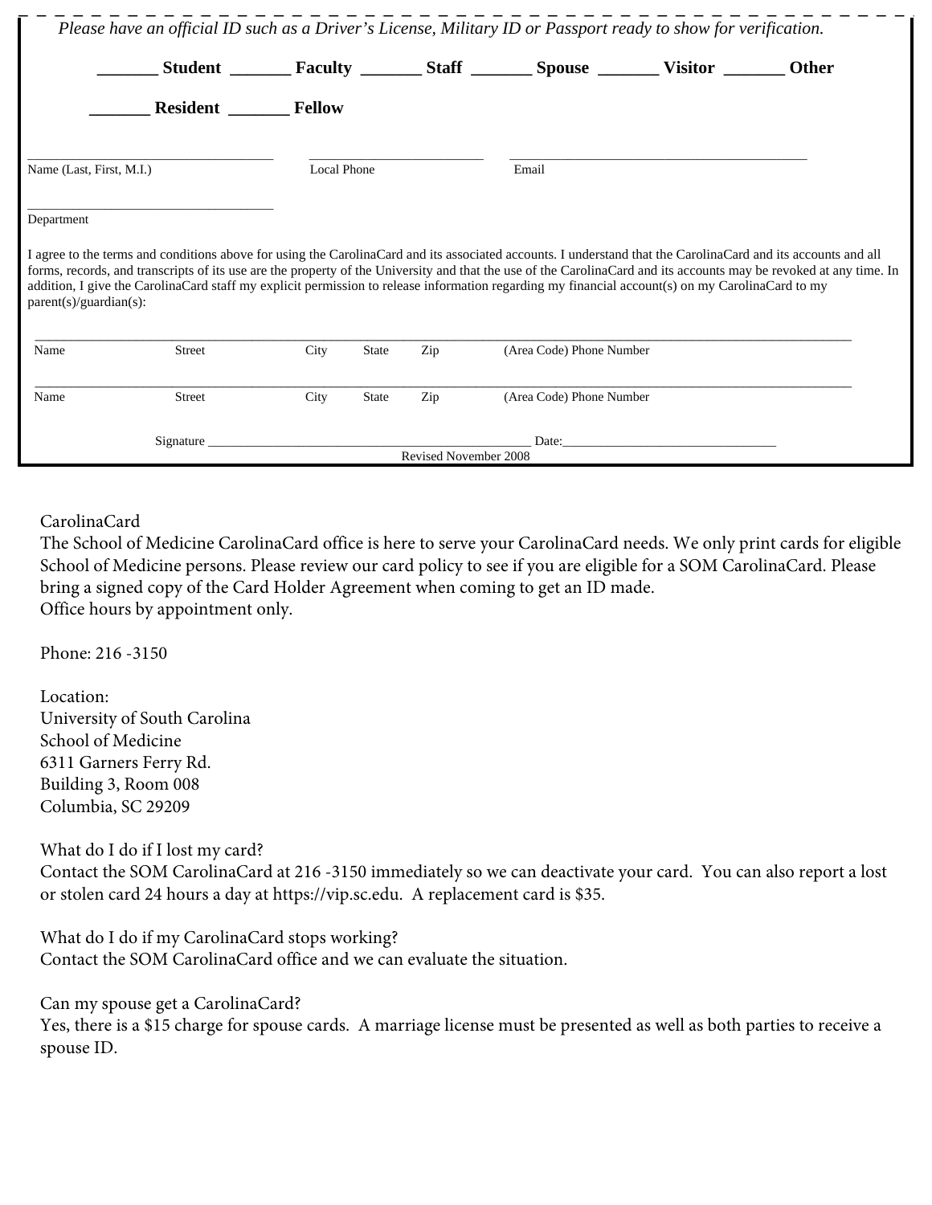*Please have an official ID such as a Driver's License, Military ID or Passport ready to show for verification.*

**_______ Student _______ Faculty _______ Staff _______ Spouse _______ Visitor _______ Other**

**_______ Resident _______ Fellow**

___________________________________ ___________________________ _____________________________________________

Name (Last, First, M.I.) Local Phone Email

___________________________________

Department

I agree to the terms and conditions above for using the CarolinaCard and its associated accounts. I understand that the CarolinaCard and its accounts and all forms, records, and transcripts of its use are the property of the University and that the use of the CarolinaCard and its accounts may be revoked at any time. In addition, I give the CarolinaCard staff my explicit permission to release information regarding my financial account(s) on my CarolinaCard to my parent(s)/guardian(s):

_____________________________________________________________________________________________________________

Name Street City State Zip (Area Code) Phone Number

_____________________________________________________________________________________________________________

Name Street City State Zip (Area Code) Phone Number

Signature ______________________________________________ Date:________________________________

Revised November 2008

CarolinaCard

The School of Medicine CarolinaCard office is here to serve your CarolinaCard needs. We only print cards for eligible School of Medicine persons. Please review our card policy to see if you are eligible for a SOM CarolinaCard. Please bring a signed copy of the Card Holder Agreement when coming to get an ID made.
Office hours by appointment only.

Phone: 216 -3150

Location:
University of South Carolina
School of Medicine
6311 Garners Ferry Rd.
Building 3, Room 008
Columbia, SC 29209

What do I do if I lost my card?
Contact the SOM CarolinaCard at 216 -3150 immediately so we can deactivate your card. You can also report a lost or stolen card 24 hours a day at https://vip.sc.edu. A replacement card is $35.

What do I do if my CarolinaCard stops working?
Contact the SOM CarolinaCard office and we can evaluate the situation.

Can my spouse get a CarolinaCard?
Yes, there is a $15 charge for spouse cards. A marriage license must be presented as well as both parties to receive a spouse ID.